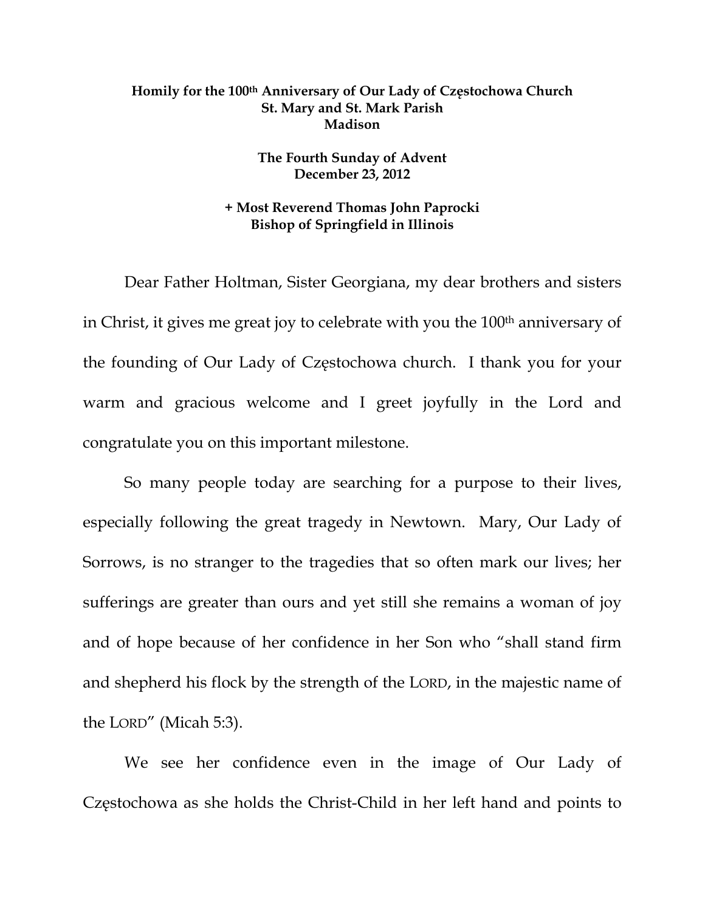**Homily for the 100th Anniversary of Our Lady of Częstochowa Church**
**St. Mary and St. Mark Parish**
**Madison**

**The Fourth Sunday of Advent**
**December 23, 2012**

**+ Most Reverend Thomas John Paprocki**
**Bishop of Springfield in Illinois**

Dear Father Holtman, Sister Georgiana, my dear brothers and sisters in Christ, it gives me great joy to celebrate with you the 100th anniversary of the founding of Our Lady of Częstochowa church. I thank you for your warm and gracious welcome and I greet joyfully in the Lord and congratulate you on this important milestone.

So many people today are searching for a purpose to their lives, especially following the great tragedy in Newtown. Mary, Our Lady of Sorrows, is no stranger to the tragedies that so often mark our lives; her sufferings are greater than ours and yet still she remains a woman of joy and of hope because of her confidence in her Son who "shall stand firm and shepherd his flock by the strength of the LORD, in the majestic name of the LORD" (Micah 5:3).

We see her confidence even in the image of Our Lady of Częstochowa as she holds the Christ-Child in her left hand and points to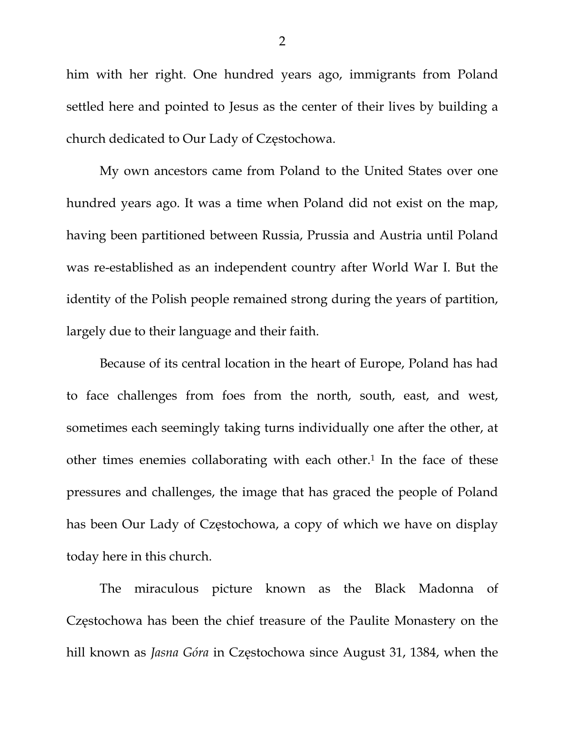him with her right. One hundred years ago, immigrants from Poland settled here and pointed to Jesus as the center of their lives by building a church dedicated to Our Lady of Częstochowa.

My own ancestors came from Poland to the United States over one hundred years ago. It was a time when Poland did not exist on the map, having been partitioned between Russia, Prussia and Austria until Poland was re-established as an independent country after World War I. But the identity of the Polish people remained strong during the years of partition, largely due to their language and their faith.

Because of its central location in the heart of Europe, Poland has had to face challenges from foes from the north, south, east, and west, sometimes each seemingly taking turns individually one after the other, at other times enemies collaborating with each other.[1] In the face of these pressures and challenges, the image that has graced the people of Poland has been Our Lady of Częstochowa, a copy of which we have on display today here in this church.

The miraculous picture known as the Black Madonna of Częstochowa has been the chief treasure of the Paulite Monastery on the hill known as *Jasna Góra* in Częstochowa since August 31, 1384, when the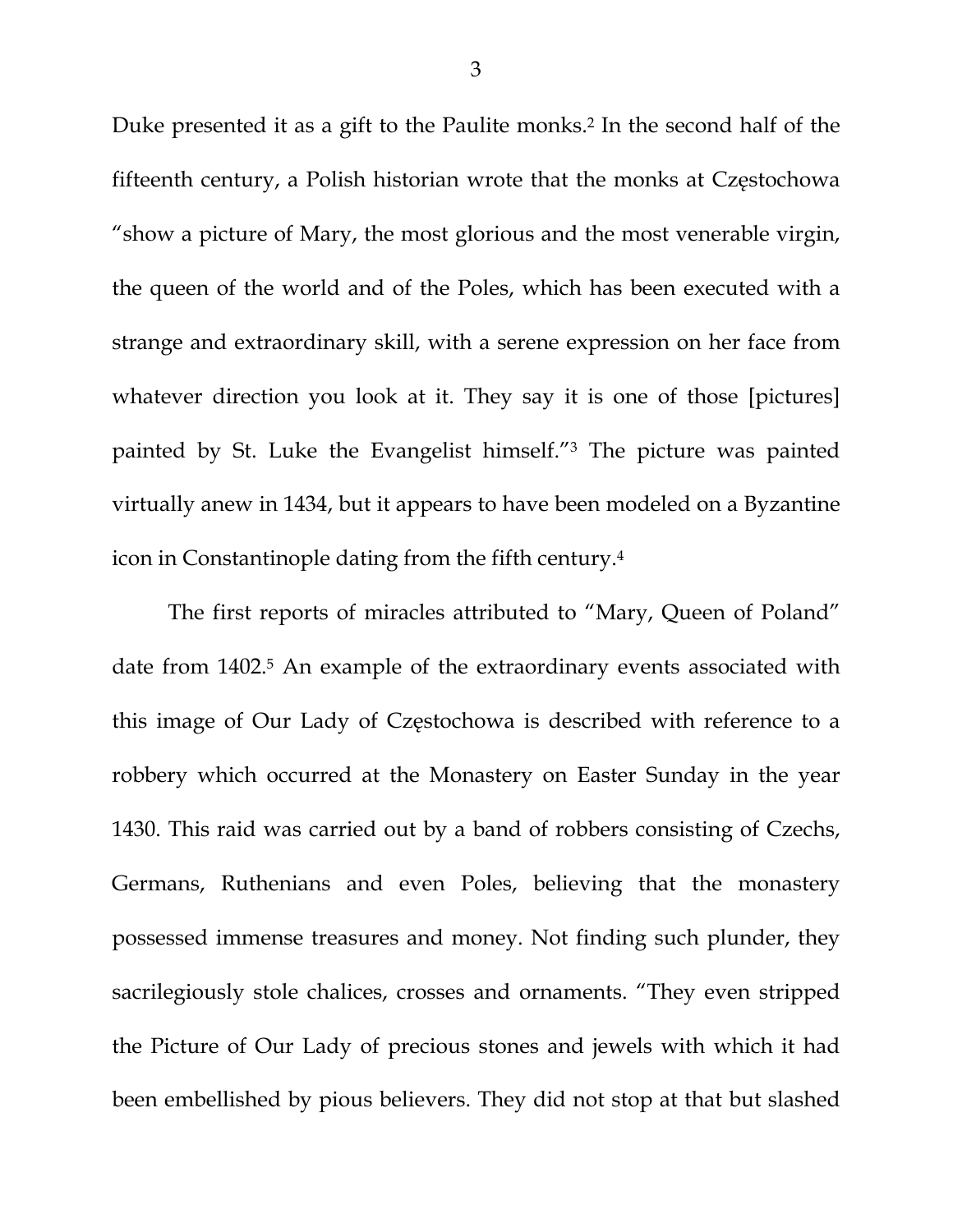Duke presented it as a gift to the Paulite monks.[2] In the second half of the fifteenth century, a Polish historian wrote that the monks at Częstochowa "show a picture of Mary, the most glorious and the most venerable virgin, the queen of the world and of the Poles, which has been executed with a strange and extraordinary skill, with a serene expression on her face from whatever direction you look at it. They say it is one of those [pictures] painted by St. Luke the Evangelist himself."[3] The picture was painted virtually anew in 1434, but it appears to have been modeled on a Byzantine icon in Constantinople dating from the fifth century.[4]

The first reports of miracles attributed to "Mary, Queen of Poland" date from 1402.[5] An example of the extraordinary events associated with this image of Our Lady of Częstochowa is described with reference to a robbery which occurred at the Monastery on Easter Sunday in the year 1430. This raid was carried out by a band of robbers consisting of Czechs, Germans, Ruthenians and even Poles, believing that the monastery possessed immense treasures and money. Not finding such plunder, they sacrilegiously stole chalices, crosses and ornaments. "They even stripped the Picture of Our Lady of precious stones and jewels with which it had been embellished by pious believers. They did not stop at that but slashed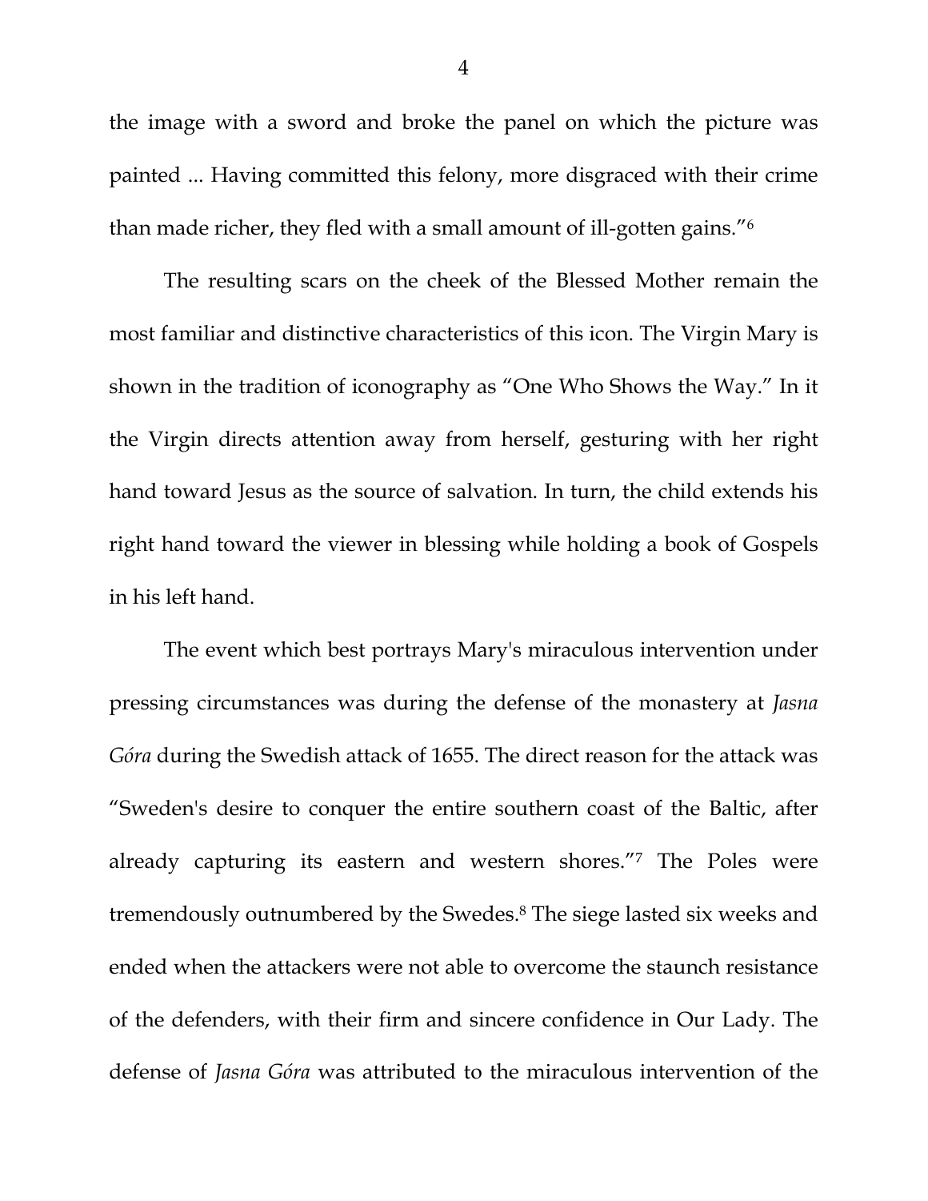the image with a sword and broke the panel on which the picture was painted ... Having committed this felony, more disgraced with their crime than made richer, they fled with a small amount of ill-gotten gains."[6]

The resulting scars on the cheek of the Blessed Mother remain the most familiar and distinctive characteristics of this icon. The Virgin Mary is shown in the tradition of iconography as "One Who Shows the Way." In it the Virgin directs attention away from herself, gesturing with her right hand toward Jesus as the source of salvation. In turn, the child extends his right hand toward the viewer in blessing while holding a book of Gospels in his left hand.

The event which best portrays Mary's miraculous intervention under pressing circumstances was during the defense of the monastery at *Jasna Góra* during the Swedish attack of 1655. The direct reason for the attack was "Sweden's desire to conquer the entire southern coast of the Baltic, after already capturing its eastern and western shores."[7] The Poles were tremendously outnumbered by the Swedes.[8] The siege lasted six weeks and ended when the attackers were not able to overcome the staunch resistance of the defenders, with their firm and sincere confidence in Our Lady. The defense of *Jasna Góra* was attributed to the miraculous intervention of the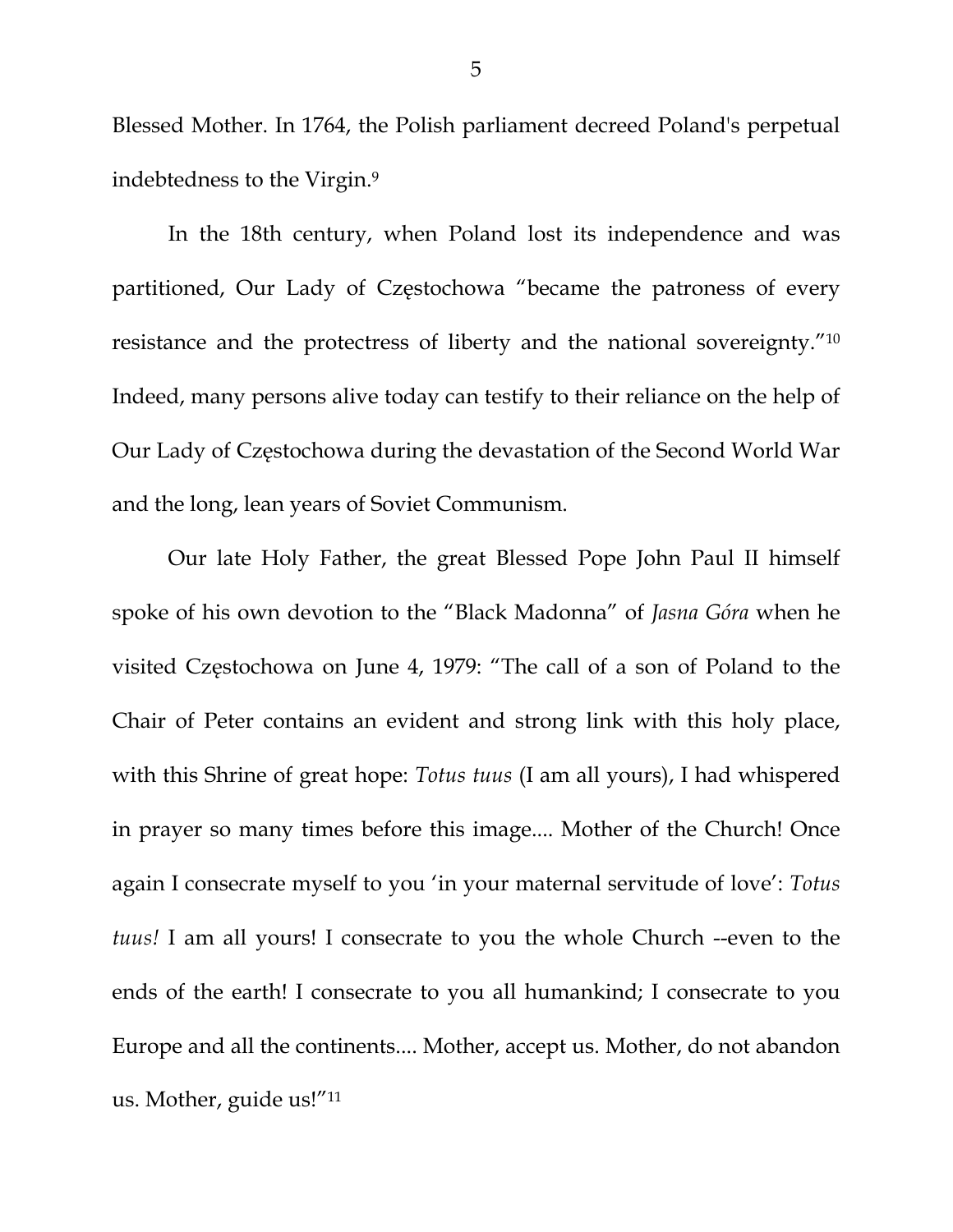Blessed Mother. In 1764, the Polish parliament decreed Poland's perpetual indebtedness to the Virgin.[9]

In the 18th century, when Poland lost its independence and was partitioned, Our Lady of Częstochowa "became the patroness of every resistance and the protectress of liberty and the national sovereignty."[10] Indeed, many persons alive today can testify to their reliance on the help of Our Lady of Częstochowa during the devastation of the Second World War and the long, lean years of Soviet Communism.

Our late Holy Father, the great Blessed Pope John Paul II himself spoke of his own devotion to the "Black Madonna" of *Jasna Góra* when he visited Częstochowa on June 4, 1979: "The call of a son of Poland to the Chair of Peter contains an evident and strong link with this holy place, with this Shrine of great hope: *Totus tuus* (I am all yours), I had whispered in prayer so many times before this image.... Mother of the Church! Once again I consecrate myself to you 'in your maternal servitude of love': *Totus tuus!* I am all yours! I consecrate to you the whole Church --even to the ends of the earth! I consecrate to you all humankind; I consecrate to you Europe and all the continents.... Mother, accept us. Mother, do not abandon us. Mother, guide us!"[11]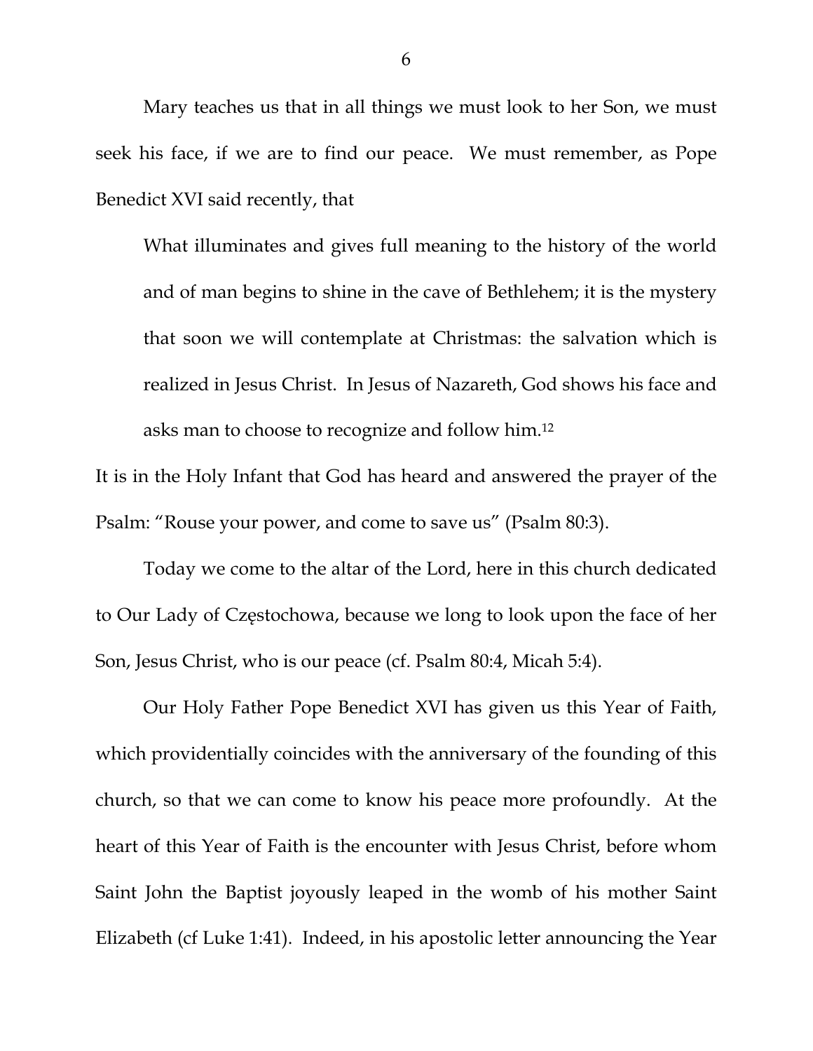Mary teaches us that in all things we must look to her Son, we must seek his face, if we are to find our peace. We must remember, as Pope Benedict XVI said recently, that

> What illuminates and gives full meaning to the history of the world and of man begins to shine in the cave of Bethlehem; it is the mystery that soon we will contemplate at Christmas: the salvation which is realized in Jesus Christ. In Jesus of Nazareth, God shows his face and asks man to choose to recognize and follow him.[12]

It is in the Holy Infant that God has heard and answered the prayer of the Psalm: "Rouse your power, and come to save us" (Psalm 80:3).

Today we come to the altar of the Lord, here in this church dedicated to Our Lady of Częstochowa, because we long to look upon the face of her Son, Jesus Christ, who is our peace (cf. Psalm 80:4, Micah 5:4).

Our Holy Father Pope Benedict XVI has given us this Year of Faith, which providentially coincides with the anniversary of the founding of this church, so that we can come to know his peace more profoundly. At the heart of this Year of Faith is the encounter with Jesus Christ, before whom Saint John the Baptist joyously leaped in the womb of his mother Saint Elizabeth (cf Luke 1:41). Indeed, in his apostolic letter announcing the Year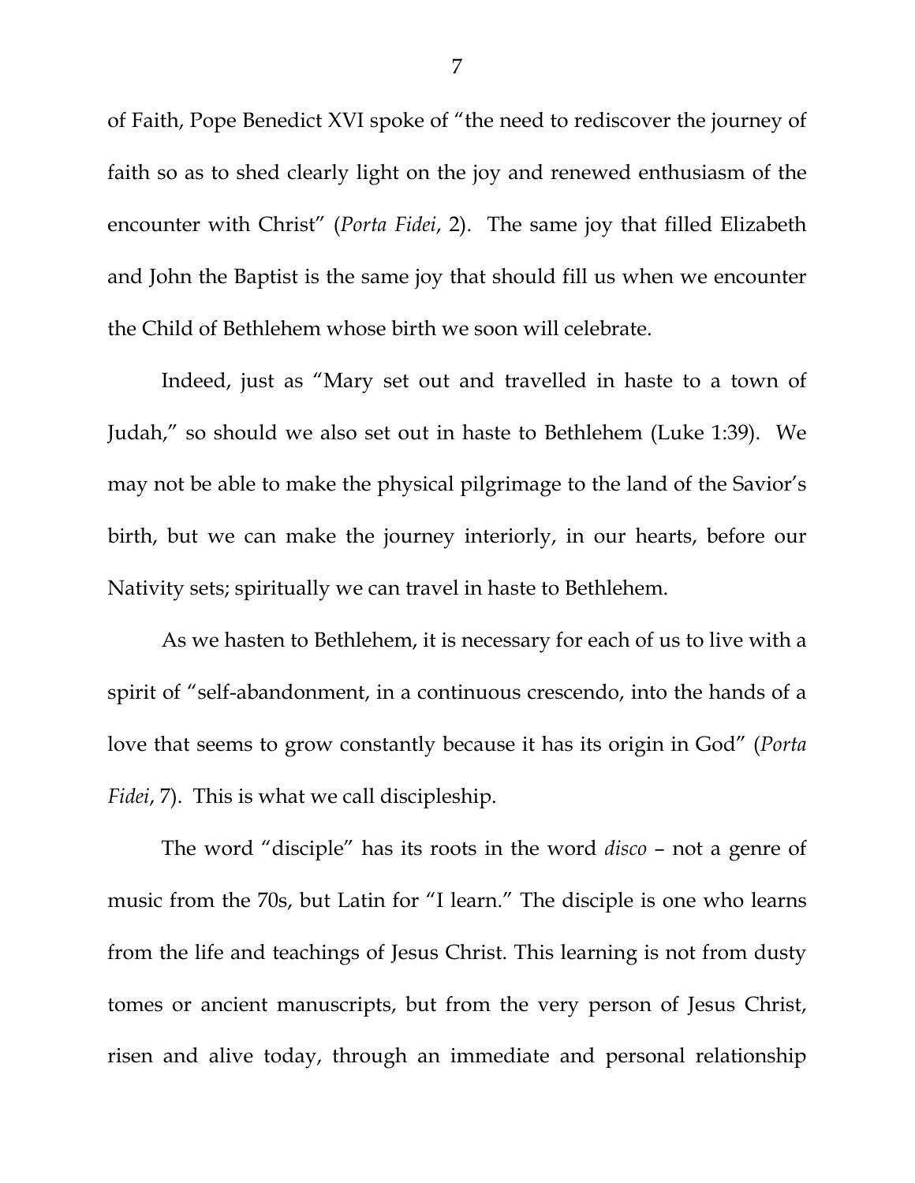of Faith, Pope Benedict XVI spoke of "the need to rediscover the journey of faith so as to shed clearly light on the joy and renewed enthusiasm of the encounter with Christ" (*Porta Fidei*, 2). The same joy that filled Elizabeth and John the Baptist is the same joy that should fill us when we encounter the Child of Bethlehem whose birth we soon will celebrate.

Indeed, just as "Mary set out and travelled in haste to a town of Judah," so should we also set out in haste to Bethlehem (Luke 1:39). We may not be able to make the physical pilgrimage to the land of the Savior's birth, but we can make the journey interiorly, in our hearts, before our Nativity sets; spiritually we can travel in haste to Bethlehem.

As we hasten to Bethlehem, it is necessary for each of us to live with a spirit of "self-abandonment, in a continuous crescendo, into the hands of a love that seems to grow constantly because it has its origin in God" (*Porta Fidei*, 7). This is what we call discipleship.

The word "disciple" has its roots in the word *disco* – not a genre of music from the 70s, but Latin for "I learn." The disciple is one who learns from the life and teachings of Jesus Christ. This learning is not from dusty tomes or ancient manuscripts, but from the very person of Jesus Christ, risen and alive today, through an immediate and personal relationship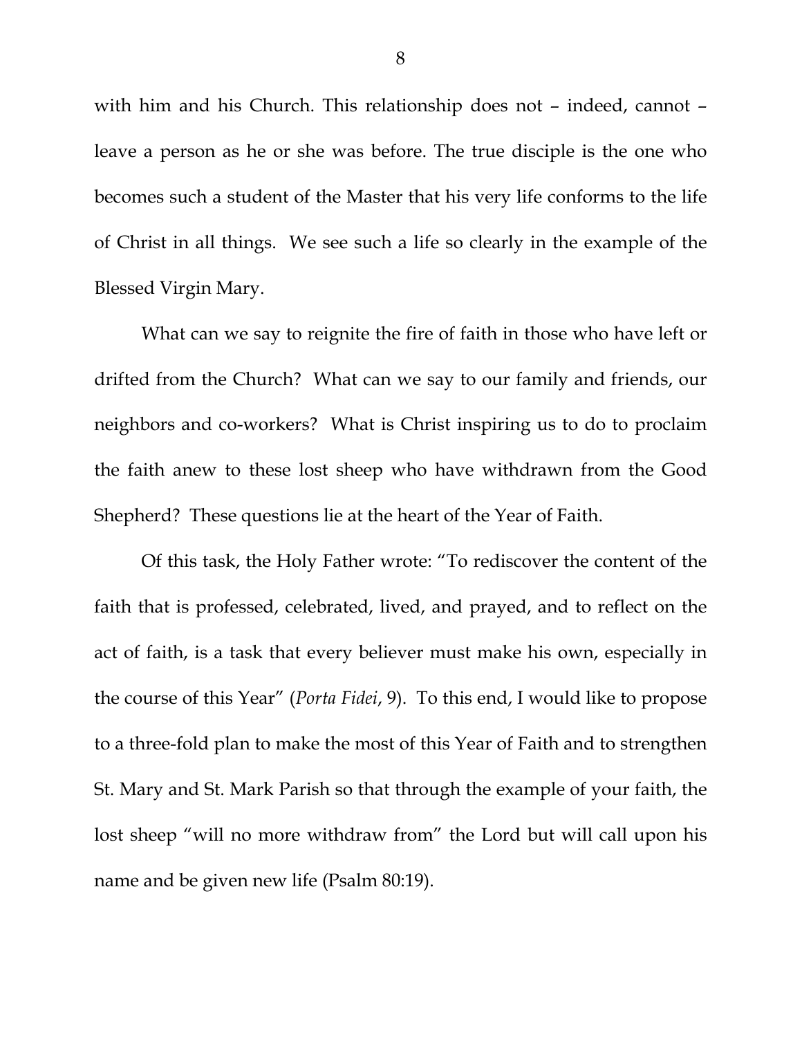with him and his Church. This relationship does not – indeed, cannot – leave a person as he or she was before. The true disciple is the one who becomes such a student of the Master that his very life conforms to the life of Christ in all things. We see such a life so clearly in the example of the Blessed Virgin Mary.

What can we say to reignite the fire of faith in those who have left or drifted from the Church? What can we say to our family and friends, our neighbors and co-workers? What is Christ inspiring us to do to proclaim the faith anew to these lost sheep who have withdrawn from the Good Shepherd? These questions lie at the heart of the Year of Faith.

Of this task, the Holy Father wrote: "To rediscover the content of the faith that is professed, celebrated, lived, and prayed, and to reflect on the act of faith, is a task that every believer must make his own, especially in the course of this Year" (*Porta Fidei*, 9). To this end, I would like to propose to a three-fold plan to make the most of this Year of Faith and to strengthen St. Mary and St. Mark Parish so that through the example of your faith, the lost sheep "will no more withdraw from" the Lord but will call upon his name and be given new life (Psalm 80:19).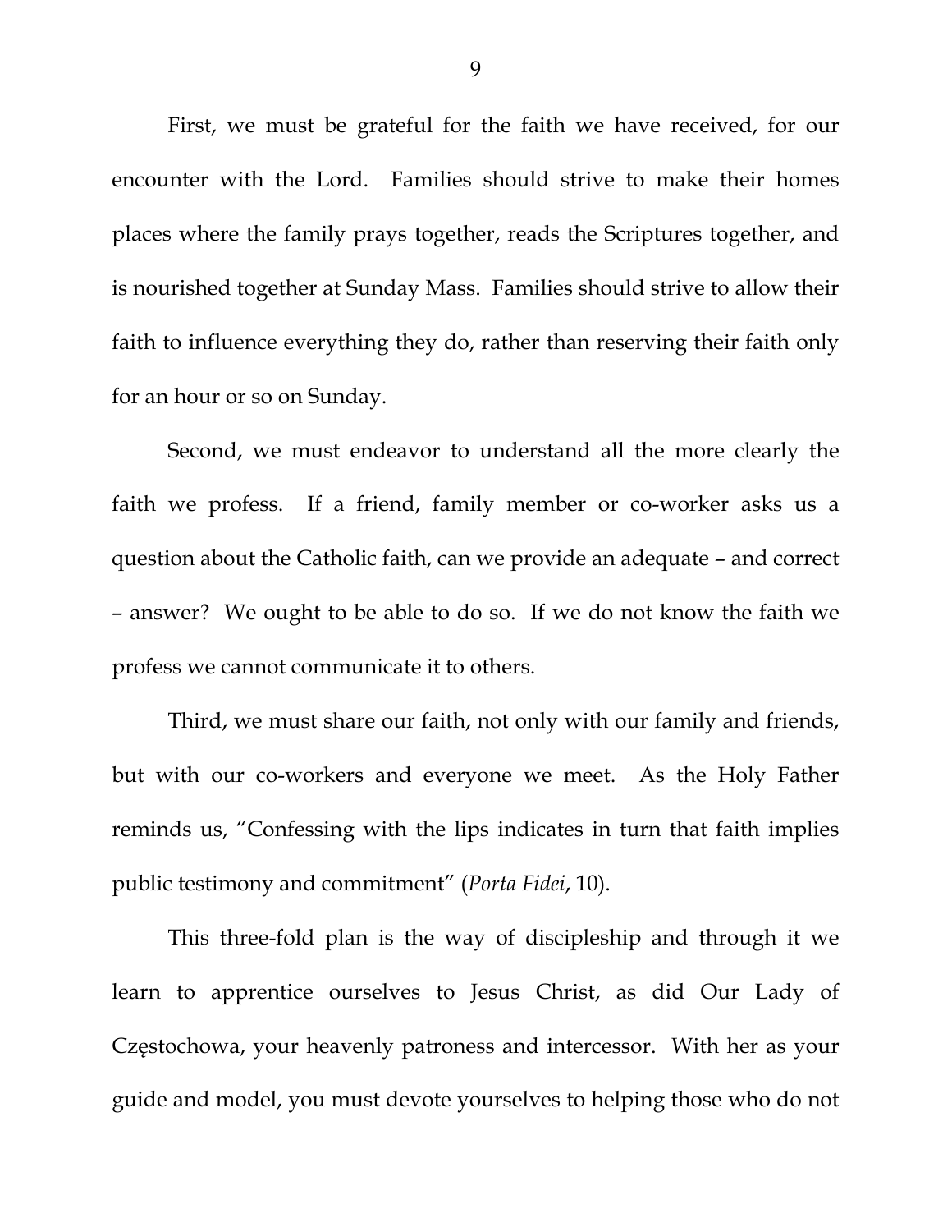First, we must be grateful for the faith we have received, for our encounter with the Lord. Families should strive to make their homes places where the family prays together, reads the Scriptures together, and is nourished together at Sunday Mass. Families should strive to allow their faith to influence everything they do, rather than reserving their faith only for an hour or so on Sunday.

Second, we must endeavor to understand all the more clearly the faith we profess. If a friend, family member or co-worker asks us a question about the Catholic faith, can we provide an adequate – and correct – answer? We ought to be able to do so. If we do not know the faith we profess we cannot communicate it to others.

Third, we must share our faith, not only with our family and friends, but with our co-workers and everyone we meet. As the Holy Father reminds us, "Confessing with the lips indicates in turn that faith implies public testimony and commitment" (*Porta Fidei*, 10).

This three-fold plan is the way of discipleship and through it we learn to apprentice ourselves to Jesus Christ, as did Our Lady of Częstochowa, your heavenly patroness and intercessor. With her as your guide and model, you must devote yourselves to helping those who do not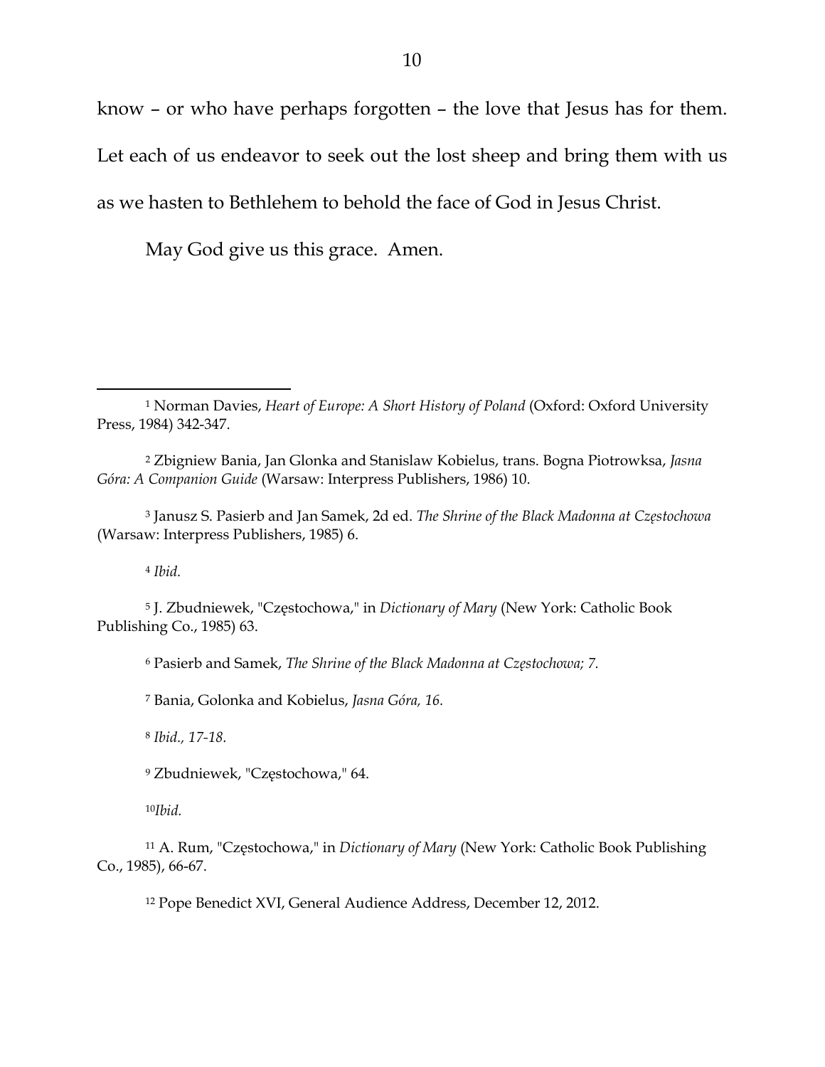know – or who have perhaps forgotten – the love that Jesus has for them. Let each of us endeavor to seek out the lost sheep and bring them with us as we hasten to Bethlehem to behold the face of God in Jesus Christ.

May God give us this grace. Amen.

---

[1] Norman Davies, *Heart of Europe: A Short History of Poland* (Oxford: Oxford University Press, 1984) 342-347.

[2] Zbigniew Bania, Jan Glonka and Stanislaw Kobielus, trans. Bogna Piotrowksa, *Jasna Góra: A Companion Guide* (Warsaw: Interpress Publishers, 1986) 10.

[3] Janusz S. Pasierb and Jan Samek, 2d ed. *The Shrine of the Black Madonna at Częstochowa* (Warsaw: Interpress Publishers, 1985) 6.

[4] *Ibid.*

[5] J. Zbudniewek, "Częstochowa," in *Dictionary of Mary* (New York: Catholic Book Publishing Co., 1985) 63.

[6] Pasierb and Samek, *The Shrine of the Black Madonna at Częstochowa; 7.*

[7] Bania, Golonka and Kobielus, *Jasna Góra, 16.*

[8] *Ibid., 17-18.*

[9] Zbudniewek, "Częstochowa," 64.

[10] *Ibid.*

[11] A. Rum, "Częstochowa," in *Dictionary of Mary* (New York: Catholic Book Publishing Co., 1985), 66-67.

[12] Pope Benedict XVI, General Audience Address, December 12, 2012.